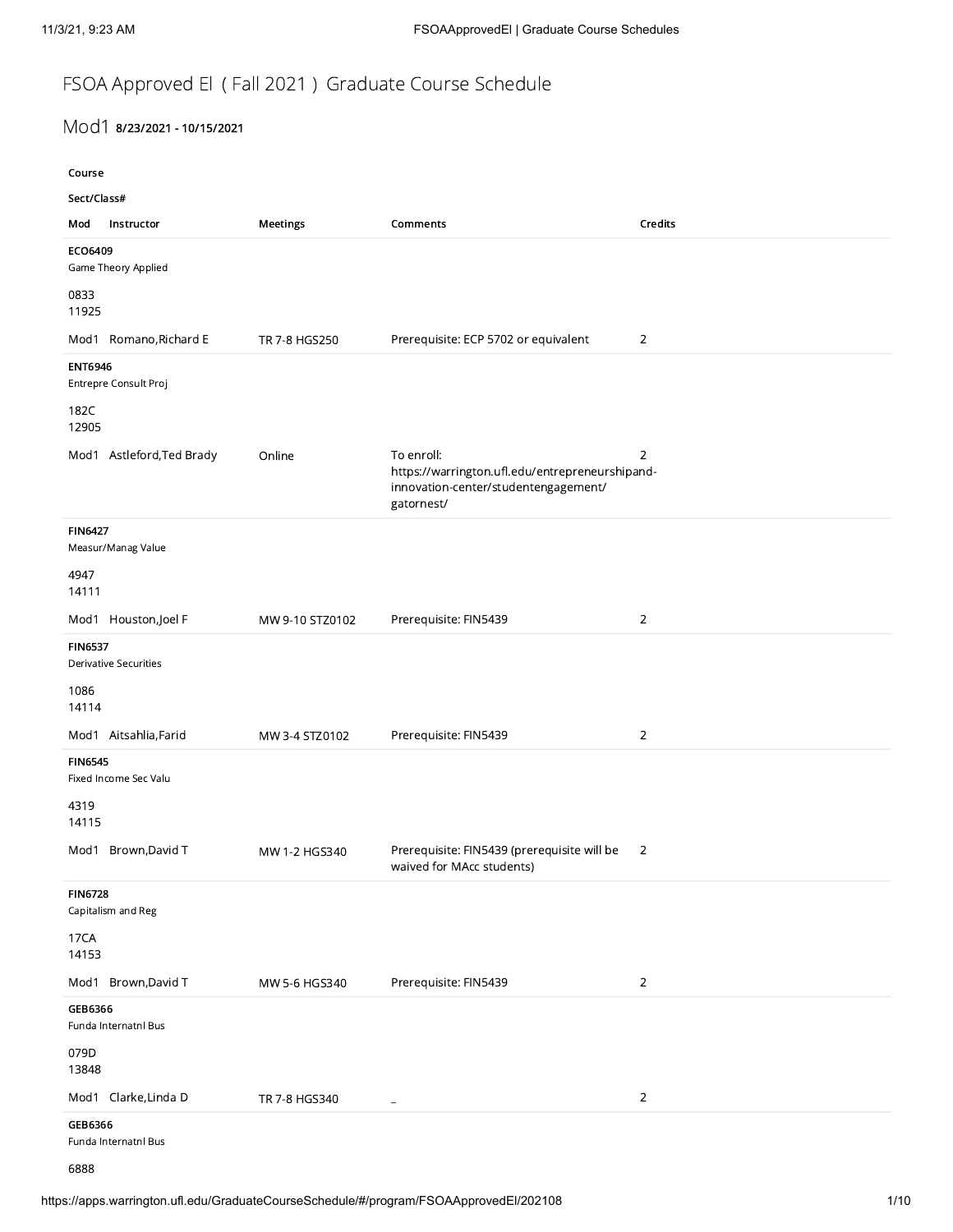# FSOA Approved El ( Fall 2021 ) Graduate Course Schedule

## Mod1 **8/23/2021 - 10/15/2021**

| Course<br>Sect/Class#<br>Mod | Instructor | Meetings | Comments | Credits |
|---|---|---|---|---|
| **ECO6409**<br>Game Theory Applied<br>0833<br>11925 | | | | |
| Mod1 | Romano,Richard E | TR 7-8 HGS250 | Prerequisite: ECP 5702 or equivalent | 2 |
| **ENT6946**<br>Entrepre Consult Proj<br>182C<br>12905 | | | | |
| Mod1 | Astleford,Ted Brady | Online | To enroll: https://warrington.ufl.edu/entrepreneurshipand-innovation-center/studentengagement/gatornest/ | 2 |
| **FIN6427**<br>Measur/Manag Value<br>4947<br>14111 | | | | |
| Mod1 | Houston,Joel F | MW 9-10 STZ0102 | Prerequisite: FIN5439 | 2 |
| **FIN6537**<br>Derivative Securities<br>1086<br>14114 | | | | |
| Mod1 | Aitsahlia,Farid | MW 3-4 STZ0102 | Prerequisite: FIN5439 | 2 |
| **FIN6545**<br>Fixed Income Sec Valu<br>4319<br>14115 | | | | |
| Mod1 | Brown,David T | MW 1-2 HGS340 | Prerequisite: FIN5439 (prerequisite will be waived for MAcc students) | 2 |
| **FIN6728**<br>Capitalism and Reg<br>17CA<br>14153 | | | | |
| Mod1 | Brown,David T | MW 5-6 HGS340 | Prerequisite: FIN5439 | 2 |
| **GEB6366**<br>Funda Internatnl Bus<br>079D<br>13848 | | | | |
| Mod1 | Clarke,Linda D | TR 7-8 HGS340 | _ | 2 |
| **GEB6366**<br>Funda Internatnl Bus<br>6888 | | | | |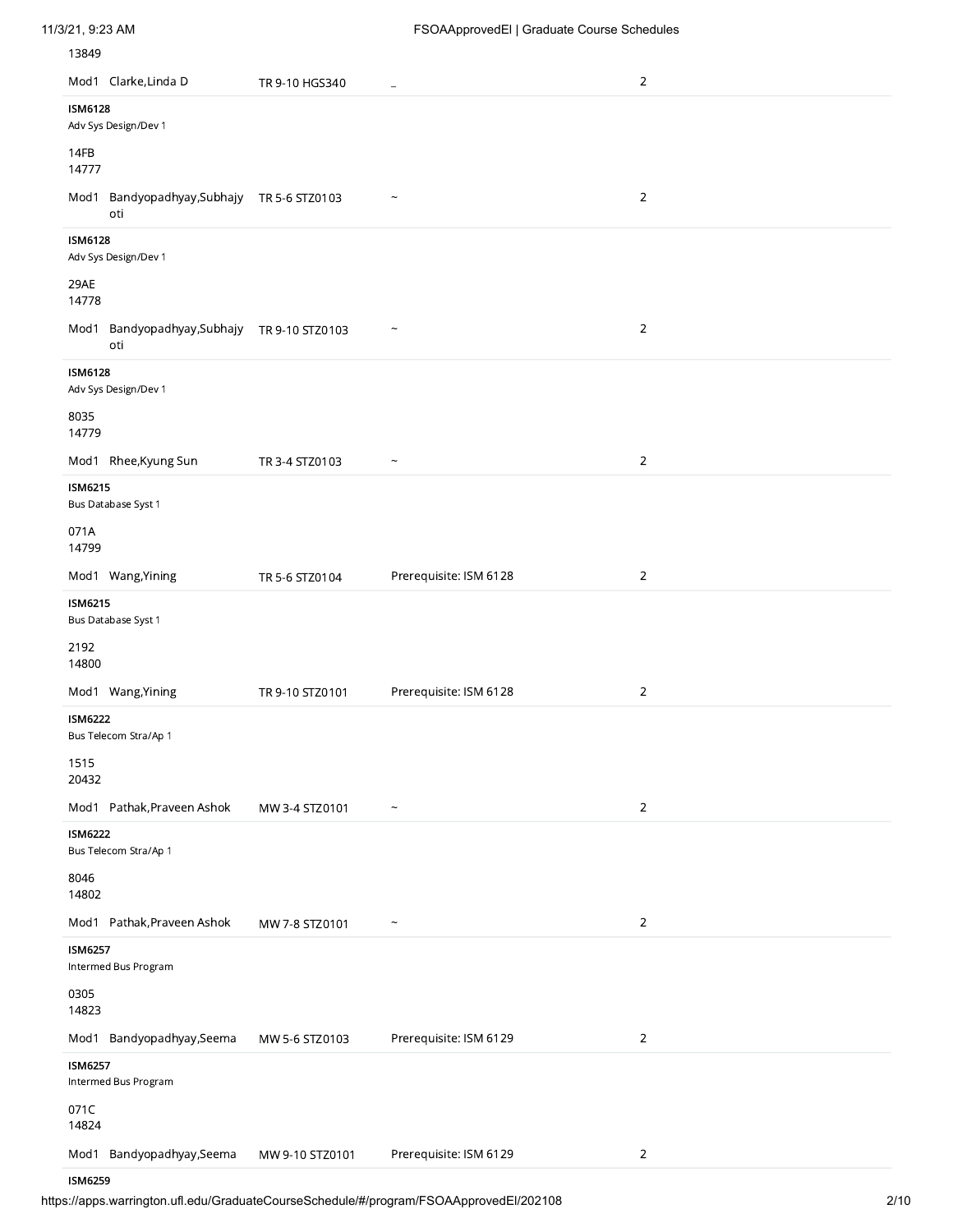13849

Mod1 Clarke,Linda D | TR 9-10 HGS340 | _ | 2

**ISM6128**
Adv Sys Design/Dev 1

14FB
14777

Mod1 Bandyopadhyay,Subhajyoti | TR 5-6 STZ0103 | ~ | 2

**ISM6128**
Adv Sys Design/Dev 1

29AE
14778

Mod1 Bandyopadhyay,Subhajyoti | TR 9-10 STZ0103 | ~ | 2

**ISM6128**
Adv Sys Design/Dev 1

8035
14779

Mod1 Rhee,Kyung Sun | TR 3-4 STZ0103 | ~ | 2

**ISM6215**
Bus Database Syst 1

071A
14799

Mod1 Wang,Yining | TR 5-6 STZ0104 | Prerequisite: ISM 6128 | 2

**ISM6215**
Bus Database Syst 1

2192
14800

Mod1 Wang,Yining | TR 9-10 STZ0101 | Prerequisite: ISM 6128 | 2

**ISM6222**
Bus Telecom Stra/Ap 1

1515
20432

Mod1 Pathak,Praveen Ashok | MW 3-4 STZ0101 | ~ | 2

**ISM6222**
Bus Telecom Stra/Ap 1

8046
14802

Mod1 Pathak,Praveen Ashok | MW 7-8 STZ0101 | ~ | 2

**ISM6257**
Intermed Bus Program

0305
14823

Mod1 Bandyopadhyay,Seema | MW 5-6 STZ0103 | Prerequisite: ISM 6129 | 2

**ISM6257**
Intermed Bus Program

071C
14824

Mod1 Bandyopadhyay,Seema | MW 9-10 STZ0101 | Prerequisite: ISM 6129 | 2

**ISM6259**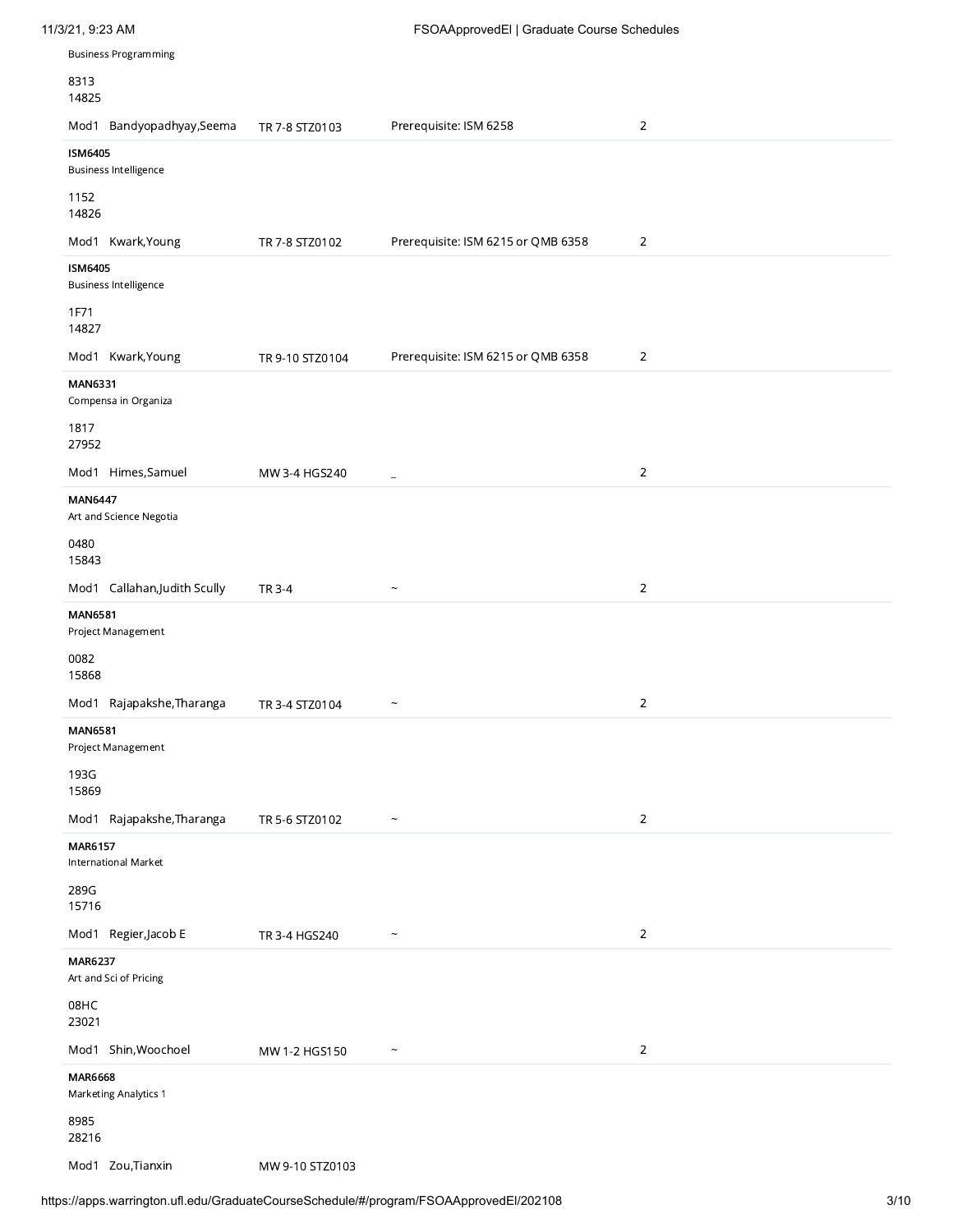Business Programming

8313
14825

| | | | |
|---|---|---|---|
| Mod1 Bandyopadhyay,Seema | TR 7-8 STZ0103 | Prerequisite: ISM 6258 | 2 |

**ISM6405**
Business Intelligence

1152
14826

| | | | |
|---|---|---|---|
| Mod1 Kwark,Young | TR 7-8 STZ0102 | Prerequisite: ISM 6215 or QMB 6358 | 2 |

**ISM6405**
Business Intelligence

1F71
14827

| | | | |
|---|---|---|---|
| Mod1 Kwark,Young | TR 9-10 STZ0104 | Prerequisite: ISM 6215 or QMB 6358 | 2 |

**MAN6331**
Compensa in Organiza

1817
27952

| | | | |
|---|---|---|---|
| Mod1 Himes,Samuel | MW 3-4 HGS240 | _ | 2 |

**MAN6447**
Art and Science Negotia

0480
15843

| | | | |
|---|---|---|---|
| Mod1 Callahan,Judith Scully | TR 3-4 | ~ | 2 |

**MAN6581**
Project Management

0082
15868

| | | | |
|---|---|---|---|
| Mod1 Rajapakshe,Tharanga | TR 3-4 STZ0104 | ~ | 2 |

**MAN6581**
Project Management

193G
15869

| | | | |
|---|---|---|---|
| Mod1 Rajapakshe,Tharanga | TR 5-6 STZ0102 | ~ | 2 |

**MAR6157**
International Market

289G
15716

| | | | |
|---|---|---|---|
| Mod1 Regier,Jacob E | TR 3-4 HGS240 | ~ | 2 |

**MAR6237**
Art and Sci of Pricing

08HC
23021

| | | | |
|---|---|---|---|
| Mod1 Shin,Woochoel | MW 1-2 HGS150 | ~ | 2 |

**MAR6668**
Marketing Analytics 1

8985
28216

| | | | |
|---|---|---|---|
| Mod1 Zou,Tianxin | MW 9-10 STZ0103 | | |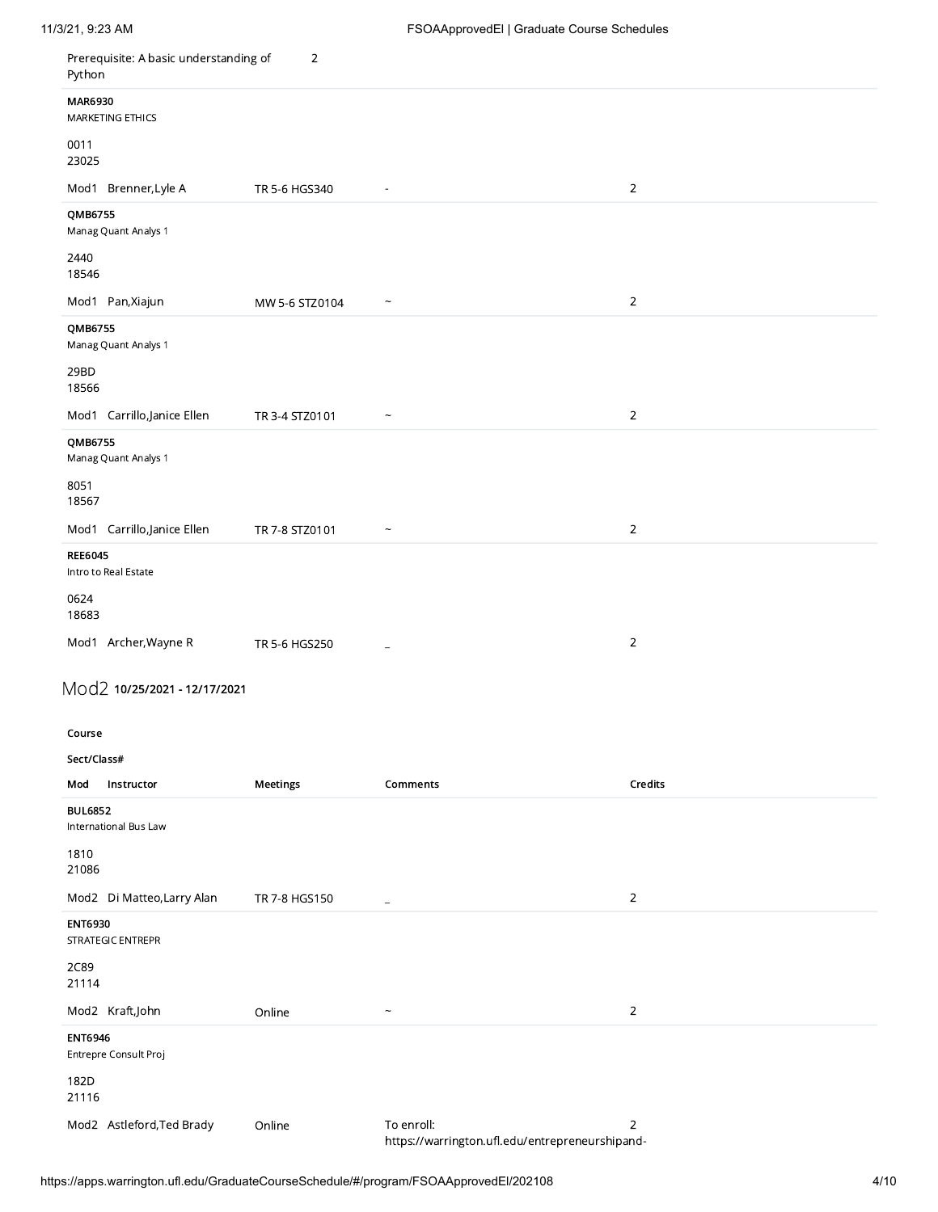| Prerequisite: A basic understanding of Python | 2 | | |
|---|---|---|---|

| Course<br>Sect/Class#<br>Mod Instructor | Meetings | Comments | Credits |
|---|---|---|---|
| **MAR6930**<br>MARKETING ETHICS<br>0011<br>23025<br>Mod1 Brenner,Lyle A | TR 5-6 HGS340 | - | 2 |
| **QMB6755**<br>Manag Quant Analys 1<br>2440<br>18546<br>Mod1 Pan,Xiajun | MW 5-6 STZ0104 | ~ | 2 |
| **QMB6755**<br>Manag Quant Analys 1<br>29BD<br>18566<br>Mod1 Carrillo,Janice Ellen | TR 3-4 STZ0101 | ~ | 2 |
| **QMB6755**<br>Manag Quant Analys 1<br>8051<br>18567<br>Mod1 Carrillo,Janice Ellen | TR 7-8 STZ0101 | ~ | 2 |
| **REE6045**<br>Intro to Real Estate<br>0624<br>18683<br>Mod1 Archer,Wayne R | TR 5-6 HGS250 | _ | 2 |

## Mod2 10/25/2021 - 12/17/2021

| Course<br>Sect/Class#<br>Mod Instructor | Meetings | Comments | Credits |
|---|---|---|---|
| **BUL6852**<br>International Bus Law<br>1810<br>21086<br>Mod2 Di Matteo,Larry Alan | TR 7-8 HGS150 | _ | 2 |
| **ENT6930**<br>STRATEGIC ENTREPR<br>2C89<br>21114<br>Mod2 Kraft,John | Online | ~ | 2 |
| **ENT6946**<br>Entrepre Consult Proj<br>182D<br>21116<br>Mod2 Astleford,Ted Brady | Online | To enroll: https://warrington.ufl.edu/entrepreneurshipand- | 2 |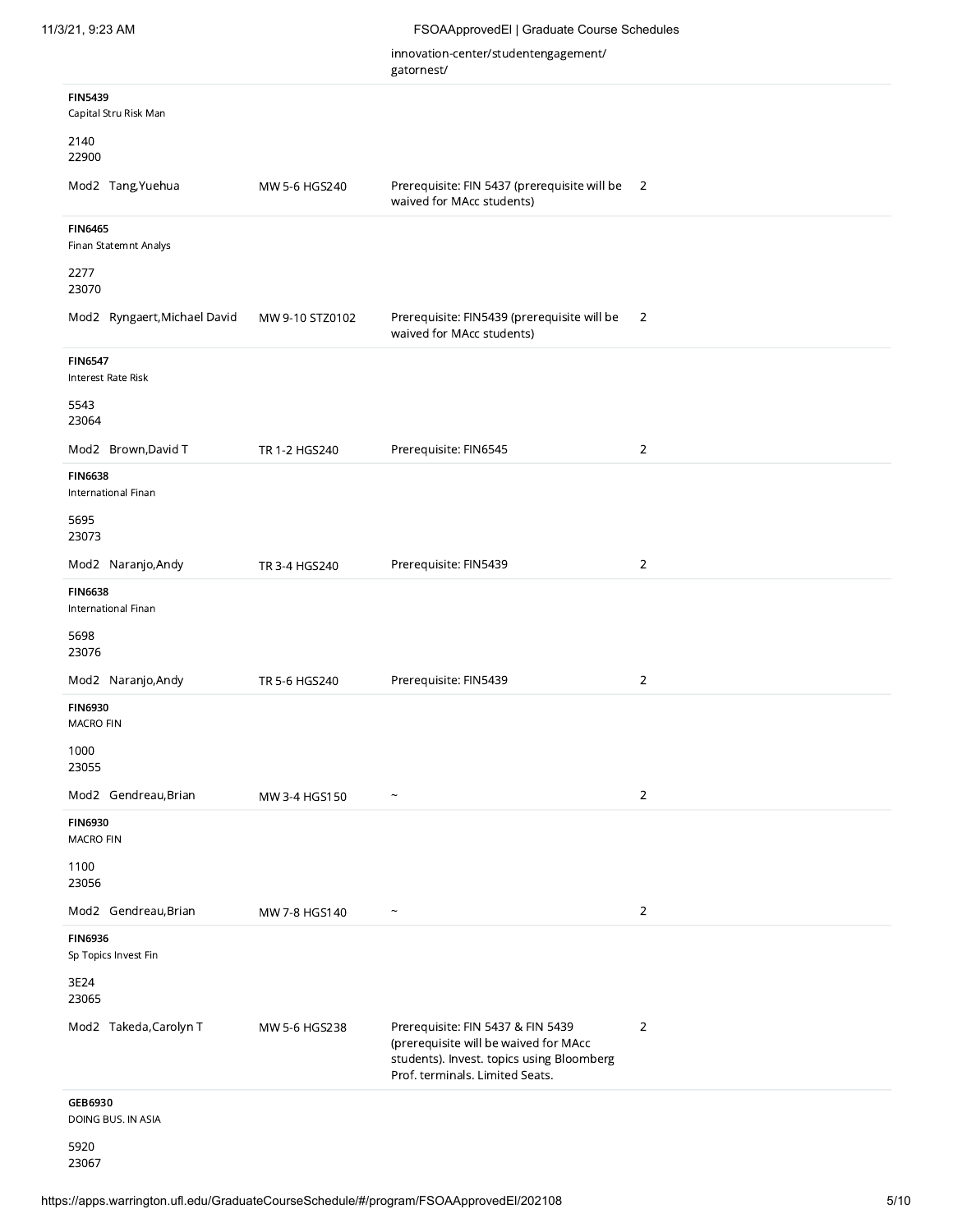innovation-center/studentengagement/gatornest/

| Course | Instructor | Schedule | Notes | Credits |
|---|---|---|---|---|
| **FIN5439** Capital Stru Risk Man 2140 22900 | | | | |
| Mod2 | Tang,Yuehua | MW 5-6 HGS240 | Prerequisite: FIN 5437 (prerequisite will be waived for MAcc students) | 2 |
| **FIN6465** Finan Statemnt Analys 2277 23070 | | | | |
| Mod2 | Ryngaert,Michael David | MW 9-10 STZ0102 | Prerequisite: FIN5439 (prerequisite will be waived for MAcc students) | 2 |
| **FIN6547** Interest Rate Risk 5543 23064 | | | | |
| Mod2 | Brown,David T | TR 1-2 HGS240 | Prerequisite: FIN6545 | 2 |
| **FIN6638** International Finan 5695 23073 | | | | |
| Mod2 | Naranjo,Andy | TR 3-4 HGS240 | Prerequisite: FIN5439 | 2 |
| **FIN6638** International Finan 5698 23076 | | | | |
| Mod2 | Naranjo,Andy | TR 5-6 HGS240 | Prerequisite: FIN5439 | 2 |
| **FIN6930** MACRO FIN 1000 23055 | | | | |
| Mod2 | Gendreau,Brian | MW 3-4 HGS150 | ~ | 2 |
| **FIN6930** MACRO FIN 1100 23056 | | | | |
| Mod2 | Gendreau,Brian | MW 7-8 HGS140 | ~ | 2 |
| **FIN6936** Sp Topics Invest Fin 3E24 23065 | | | | |
| Mod2 | Takeda,Carolyn T | MW 5-6 HGS238 | Prerequisite: FIN 5437 & FIN 5439 (prerequisite will be waived for MAcc students). Invest. topics using Bloomberg Prof. terminals. Limited Seats. | 2 |
| **GEB6930** DOING BUS. IN ASIA 5920 23067 | | | | |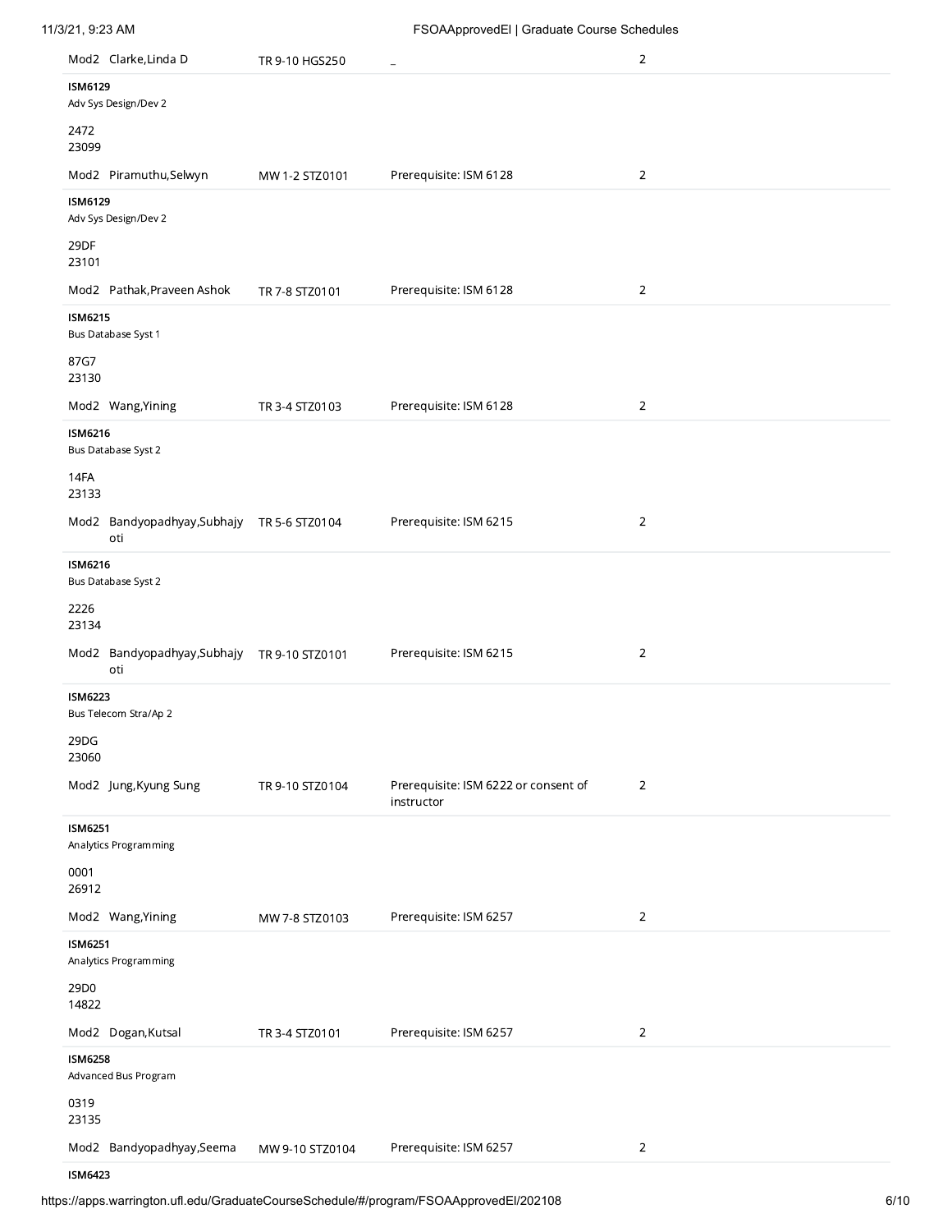| Course | Instructor | Time/Location | Notes | Credits |
|---|---|---|---|---|
| | Mod2 Clarke,Linda D | TR 9-10 HGS250 | _ | 2 |
| **ISM6129** Adv Sys Design/Dev 2 2472 23099 | Mod2 Piramuthu,Selwyn | MW 1-2 STZ0101 | Prerequisite: ISM 6128 | 2 |
| **ISM6129** Adv Sys Design/Dev 2 29DF 23101 | Mod2 Pathak,Praveen Ashok | TR 7-8 STZ0101 | Prerequisite: ISM 6128 | 2 |
| **ISM6215** Bus Database Syst 1 87G7 23130 | Mod2 Wang,Yining | TR 3-4 STZ0103 | Prerequisite: ISM 6128 | 2 |
| **ISM6216** Bus Database Syst 2 14FA 23133 | Mod2 Bandyopadhyay,Subhajyoti | TR 5-6 STZ0104 | Prerequisite: ISM 6215 | 2 |
| **ISM6216** Bus Database Syst 2 2226 23134 | Mod2 Bandyopadhyay,Subhajyoti | TR 9-10 STZ0101 | Prerequisite: ISM 6215 | 2 |
| **ISM6223** Bus Telecom Stra/Ap 2 29DG 23060 | Mod2 Jung,Kyung Sung | TR 9-10 STZ0104 | Prerequisite: ISM 6222 or consent of instructor | 2 |
| **ISM6251** Analytics Programming 0001 26912 | Mod2 Wang,Yining | MW 7-8 STZ0103 | Prerequisite: ISM 6257 | 2 |
| **ISM6251** Analytics Programming 29D0 14822 | Mod2 Dogan,Kutsal | TR 3-4 STZ0101 | Prerequisite: ISM 6257 | 2 |
| **ISM6258** Advanced Bus Program 0319 23135 | Mod2 Bandyopadhyay,Seema | MW 9-10 STZ0104 | Prerequisite: ISM 6257 | 2 |
| **ISM6423** | | | | |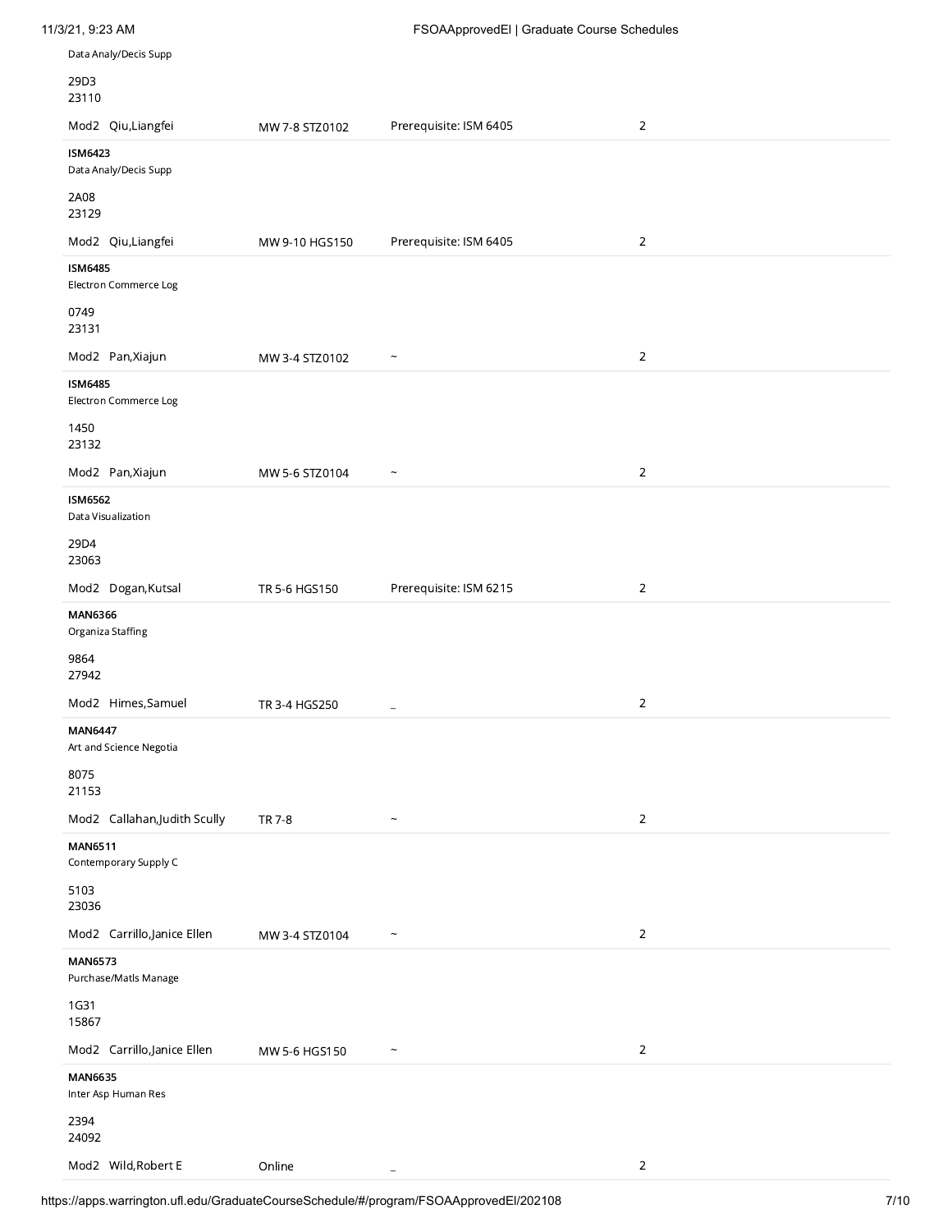Data Analy/Decis Supp

29D3
23110

| | | | |
|---|---|---|---|
| Mod2 Qiu,Liangfei | MW 7-8 STZ0102 | Prerequisite: ISM 6405 | 2 |

**ISM6423**
Data Analy/Decis Supp

2A08
23129

| | | | |
|---|---|---|---|
| Mod2 Qiu,Liangfei | MW 9-10 HGS150 | Prerequisite: ISM 6405 | 2 |

**ISM6485**
Electron Commerce Log

0749
23131

| | | | |
|---|---|---|---|
| Mod2 Pan,Xiajun | MW 3-4 STZ0102 | ~ | 2 |

**ISM6485**
Electron Commerce Log

1450
23132

| | | | |
|---|---|---|---|
| Mod2 Pan,Xiajun | MW 5-6 STZ0104 | ~ | 2 |

**ISM6562**
Data Visualization

29D4
23063

| | | | |
|---|---|---|---|
| Mod2 Dogan,Kutsal | TR 5-6 HGS150 | Prerequisite: ISM 6215 | 2 |

**MAN6366**
Organiza Staffing

9864
27942

| | | | |
|---|---|---|---|
| Mod2 Himes,Samuel | TR 3-4 HGS250 | _ | 2 |

**MAN6447**
Art and Science Negotia

8075
21153

| | | | |
|---|---|---|---|
| Mod2 Callahan,Judith Scully | TR 7-8 | ~ | 2 |

**MAN6511**
Contemporary Supply C

5103
23036

| | | | |
|---|---|---|---|
| Mod2 Carrillo,Janice Ellen | MW 3-4 STZ0104 | ~ | 2 |

**MAN6573**
Purchase/Matls Manage

1G31
15867

| | | | |
|---|---|---|---|
| Mod2 Carrillo,Janice Ellen | MW 5-6 HGS150 | ~ | 2 |

**MAN6635**
Inter Asp Human Res

2394
24092

| | | | |
|---|---|---|---|
| Mod2 Wild,Robert E | Online | _ | 2 |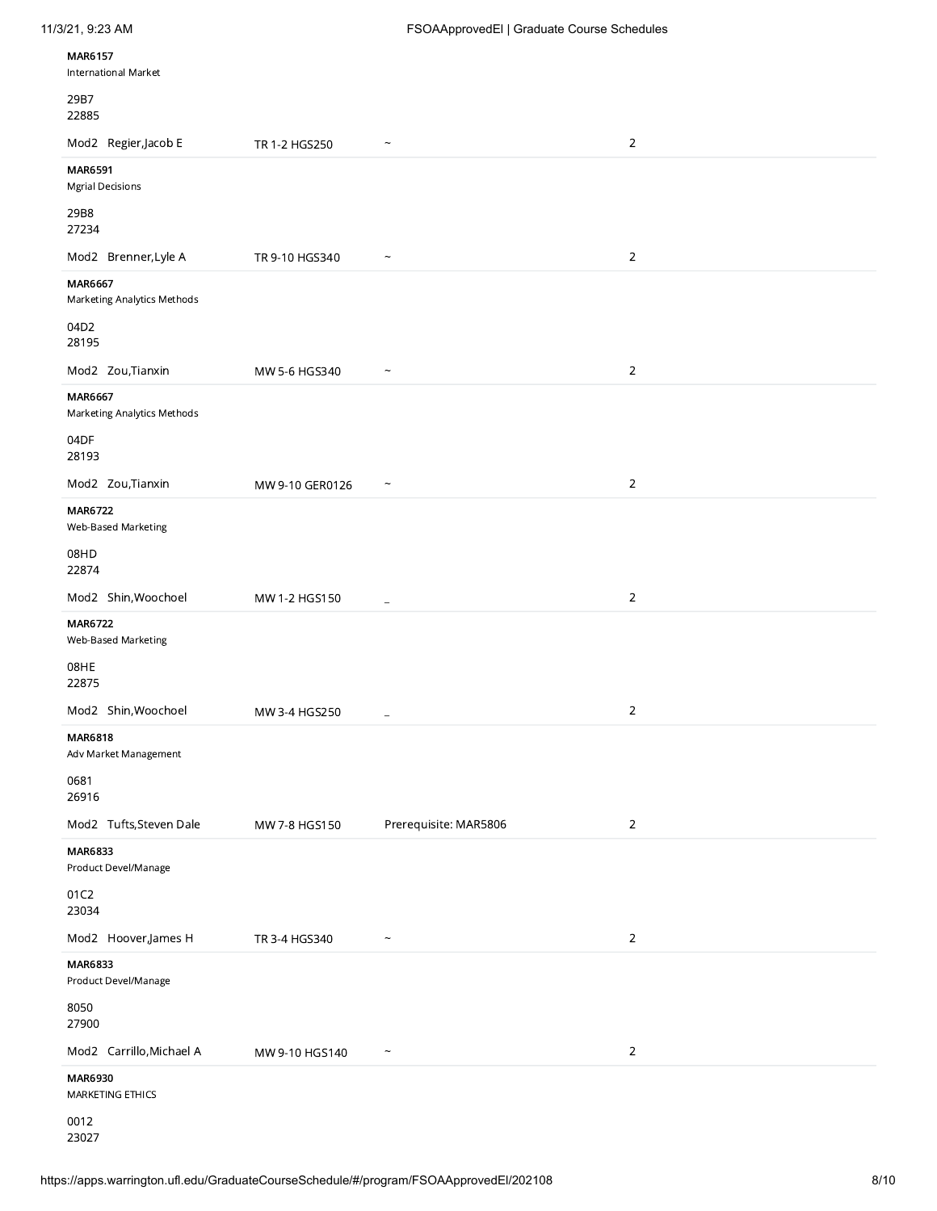**MAR6157**
International Market

29B7
22885

| | | | |
|---|---|---|---|
| Mod2 Regier,Jacob E | TR 1-2 HGS250 | ~ | 2 |

**MAR6591**
Mgrial Decisions

29B8
27234

| | | | |
|---|---|---|---|
| Mod2 Brenner,Lyle A | TR 9-10 HGS340 | ~ | 2 |

**MAR6667**
Marketing Analytics Methods

04D2
28195

| | | | |
|---|---|---|---|
| Mod2 Zou,Tianxin | MW 5-6 HGS340 | ~ | 2 |

**MAR6667**
Marketing Analytics Methods

04DF
28193

| | | | |
|---|---|---|---|
| Mod2 Zou,Tianxin | MW 9-10 GER0126 | ~ | 2 |

**MAR6722**
Web-Based Marketing

08HD
22874

| | | | |
|---|---|---|---|
| Mod2 Shin,Woochoel | MW 1-2 HGS150 | _ | 2 |

**MAR6722**
Web-Based Marketing

08HE
22875

| | | | |
|---|---|---|---|
| Mod2 Shin,Woochoel | MW 3-4 HGS250 | _ | 2 |

**MAR6818**
Adv Market Management

0681
26916

| | | | |
|---|---|---|---|
| Mod2 Tufts,Steven Dale | MW 7-8 HGS150 | Prerequisite: MAR5806 | 2 |

**MAR6833**
Product Devel/Manage

01C2
23034

| | | | |
|---|---|---|---|
| Mod2 Hoover,James H | TR 3-4 HGS340 | ~ | 2 |

**MAR6833**
Product Devel/Manage

8050
27900

| | | | |
|---|---|---|---|
| Mod2 Carrillo,Michael A | MW 9-10 HGS140 | ~ | 2 |

**MAR6930**
MARKETING ETHICS

0012
23027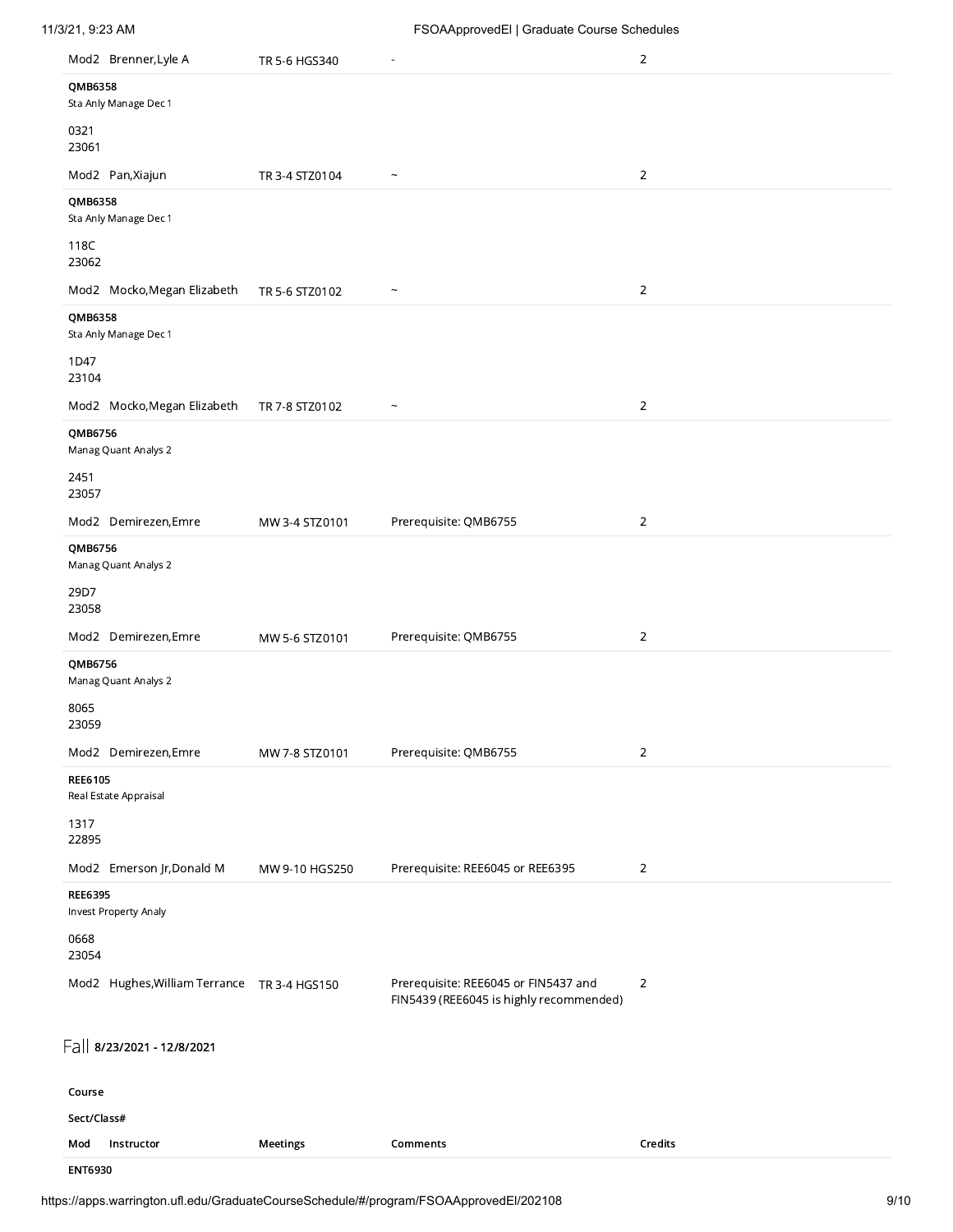| Course / Sect/Class# | Mod | Instructor | Meetings | Comments | Credits |
| --- | --- | --- | --- | --- | --- |
| | Mod2 | Brenner,Lyle A | TR 5-6 HGS340 | - | 2 |
| **QMB6358** Sta Anly Manage Dec 1 — 0321 / 23061 | Mod2 | Pan,Xiajun | TR 3-4 STZ0104 | ~ | 2 |
| **QMB6358** Sta Anly Manage Dec 1 — 118C / 23062 | Mod2 | Mocko,Megan Elizabeth | TR 5-6 STZ0102 | ~ | 2 |
| **QMB6358** Sta Anly Manage Dec 1 — 1D47 / 23104 | Mod2 | Mocko,Megan Elizabeth | TR 7-8 STZ0102 | ~ | 2 |
| **QMB6756** Manag Quant Analys 2 — 2451 / 23057 | Mod2 | Demirezen,Emre | MW 3-4 STZ0101 | Prerequisite: QMB6755 | 2 |
| **QMB6756** Manag Quant Analys 2 — 29D7 / 23058 | Mod2 | Demirezen,Emre | MW 5-6 STZ0101 | Prerequisite: QMB6755 | 2 |
| **QMB6756** Manag Quant Analys 2 — 8065 / 23059 | Mod2 | Demirezen,Emre | MW 7-8 STZ0101 | Prerequisite: QMB6755 | 2 |
| **REE6105** Real Estate Appraisal — 1317 / 22895 | Mod2 | Emerson Jr,Donald M | MW 9-10 HGS250 | Prerequisite: REE6045 or REE6395 | 2 |
| **REE6395** Invest Property Analy — 0668 / 23054 | Mod2 | Hughes,William Terrance | TR 3-4 HGS150 | Prerequisite: REE6045 or FIN5437 and FIN5439 (REE6045 is highly recommended) | 2 |

## Fall **8/23/2021 - 12/8/2021**

| Course / Sect/Class# | Mod | Instructor | Meetings | Comments | Credits |
| --- | --- | --- | --- | --- | --- |
| **ENT6930** | | | | | |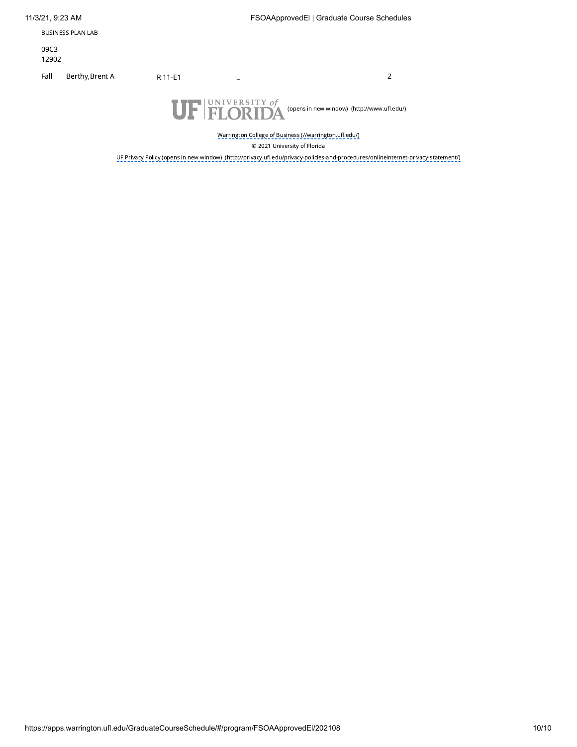BUSINESS PLAN LAB

09C3
12902

| | | | | |
|---|---|---|---|---|
| Fall | Berthy,Brent A | R 11-E1 | _ | 2 |

UF | UNIVERSITY of FLORIDA (opens in new window) (http://www.ufl.edu/)

Warrington College of Business (//warrington.ufl.edu/)

© 2021 University of Florida

UF Privacy Policy (opens in new window) (http://privacy.ufl.edu/privacy-policies-and-procedures/onlineinternet-privacy-statement/)